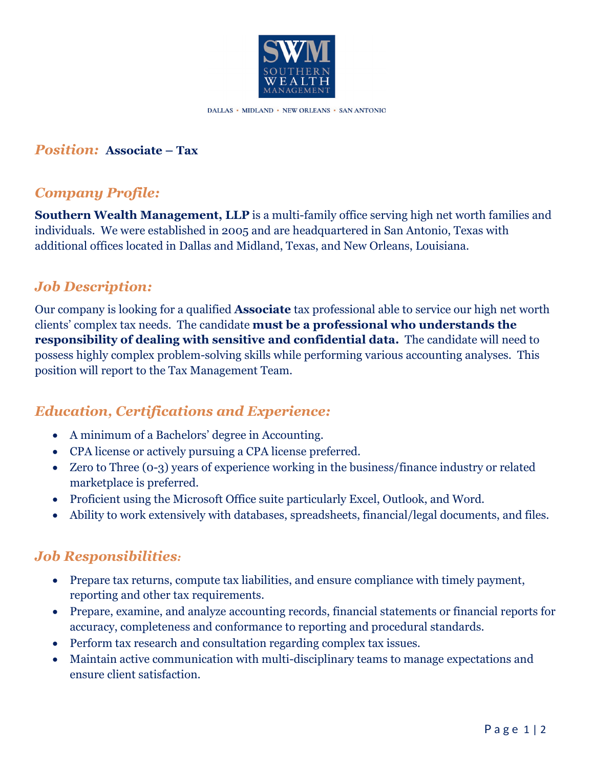SWM
SOUTHERN WEALTH MANAGEMENT

DALLAS • MIDLAND • NEW ORLEANS • SAN ANTONIO

## *Position:* Associate – Tax

## *Company Profile:*

**Southern Wealth Management, LLP** is a multi-family office serving high net worth families and individuals. We were established in 2005 and are headquartered in San Antonio, Texas with additional offices located in Dallas and Midland, Texas, and New Orleans, Louisiana.

## *Job Description:*

Our company is looking for a qualified **Associate** tax professional able to service our high net worth clients' complex tax needs. The candidate **must be a professional who understands the responsibility of dealing with sensitive and confidential data.** The candidate will need to possess highly complex problem-solving skills while performing various accounting analyses. This position will report to the Tax Management Team.

## *Education, Certifications and Experience:*

- A minimum of a Bachelors' degree in Accounting.
- CPA license or actively pursuing a CPA license preferred.
- Zero to Three (0-3) years of experience working in the business/finance industry or related marketplace is preferred.
- Proficient using the Microsoft Office suite particularly Excel, Outlook, and Word.
- Ability to work extensively with databases, spreadsheets, financial/legal documents, and files.

## *Job Responsibilities:*

- Prepare tax returns, compute tax liabilities, and ensure compliance with timely payment, reporting and other tax requirements.
- Prepare, examine, and analyze accounting records, financial statements or financial reports for accuracy, completeness and conformance to reporting and procedural standards.
- Perform tax research and consultation regarding complex tax issues.
- Maintain active communication with multi-disciplinary teams to manage expectations and ensure client satisfaction.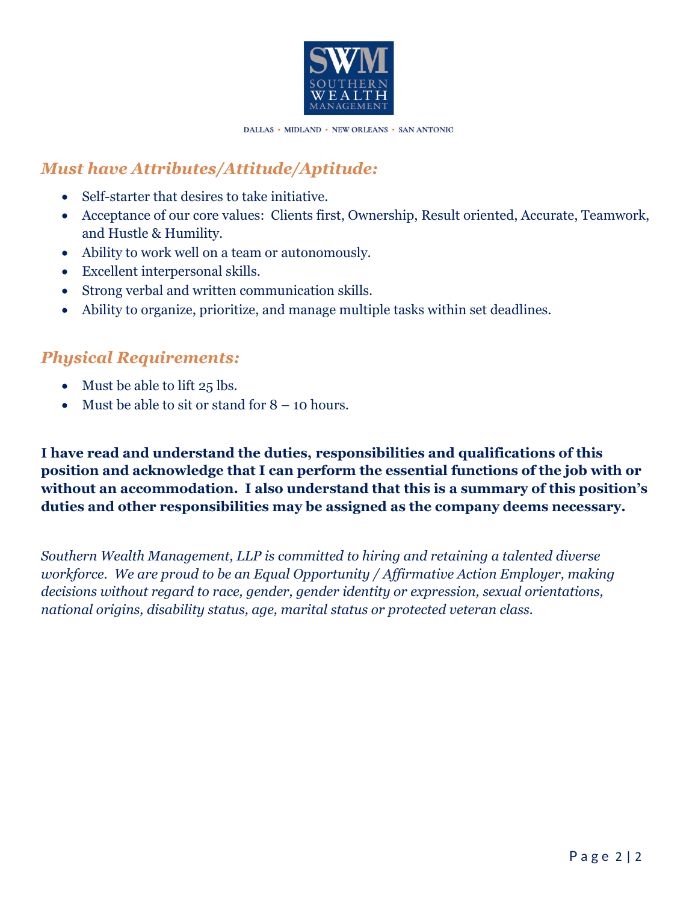DALLAS • MIDLAND • NEW ORLEANS • SAN ANTONIO

## *Must have Attributes/Attitude/Aptitude:*

- Self-starter that desires to take initiative.
- Acceptance of our core values: Clients first, Ownership, Result oriented, Accurate, Teamwork, and Hustle & Humility.
- Ability to work well on a team or autonomously.
- Excellent interpersonal skills.
- Strong verbal and written communication skills.
- Ability to organize, prioritize, and manage multiple tasks within set deadlines.

## *Physical Requirements:*

- Must be able to lift 25 lbs.
- Must be able to sit or stand for 8 – 10 hours.

**I have read and understand the duties, responsibilities and qualifications of this position and acknowledge that I can perform the essential functions of the job with or without an accommodation. I also understand that this is a summary of this position's duties and other responsibilities may be assigned as the company deems necessary.**

*Southern Wealth Management, LLP is committed to hiring and retaining a talented diverse workforce. We are proud to be an Equal Opportunity / Affirmative Action Employer, making decisions without regard to race, gender, gender identity or expression, sexual orientations, national origins, disability status, age, marital status or protected veteran class.*